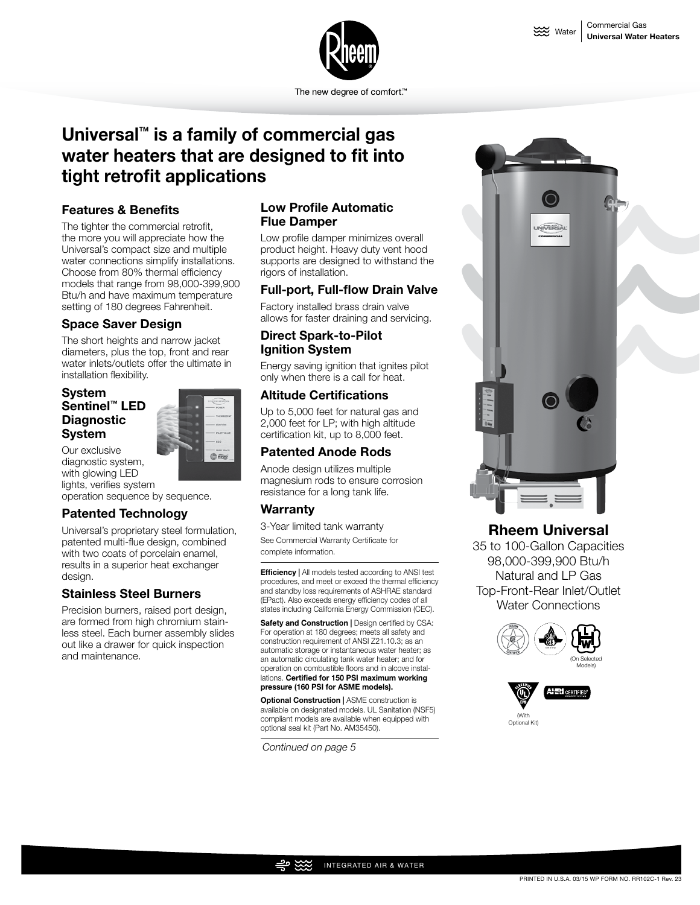# Universal™ is a family of commercial gas water heaters that are designed to fit into tight retrofit applications

## Features & Benefits

The tighter the commercial retrofit, the more you will appreciate how the Universal's compact size and multiple water connections simplify installations. Choose from 80% thermal efficiency models that range from 98,000-399,900 Btu/h and have maximum temperature setting of 180 degrees Fahrenheit.

### Space Saver Design

The short heights and narrow jacket diameters, plus the top, front and rear water inlets/outlets offer the ultimate in installation flexibility.

### System Sentinel™ LED Diagnostic System

Our exclusive diagnostic system, with glowing LED lights, verifies system operation sequence by sequence.

### Patented Technology

Universal's proprietary steel formulation, patented multi-flue design, combined with two coats of porcelain enamel, results in a superior heat exchanger design.

### Stainless Steel Burners

Precision burners, raised port design, are formed from high chromium stainless steel. Each burner assembly slides out like a drawer for quick inspection and maintenance.

### Low Profile Automatic Flue Damper

Low profile damper minimizes overall product height. Heavy duty vent hood supports are designed to withstand the rigors of installation.

### Full-port, Full-flow Drain Valve

Factory installed brass drain valve allows for faster draining and servicing.

### Direct Spark-to-Pilot Ignition System

Energy saving ignition that ignites pilot only when there is a call for heat.

### Altitude Certifications

Up to 5,000 feet for natural gas and 2,000 feet for LP; with high altitude certification kit, up to 8,000 feet.

### Patented Anode Rods

Anode design utilizes multiple magnesium rods to ensure corrosion resistance for a long tank life.

### Warranty

3-Year limited tank warranty

See Commercial Warranty Certificate for complete information.

**Efficiency |** All models tested according to ANSI test procedures, and meet or exceed the thermal efficiency and standby loss requirements of ASHRAE standard (EPact). Also exceeds energy efficiency codes of all states including California Energy Commission (CEC).

**Safety and Construction |** Design certified by CSA: For operation at 180 degrees; meets all safety and construction requirement of ANSI Z21.10.3; as an automatic storage or instantaneous water heater; as an automatic circulating tank water heater; and for operation on combustible floors and in alcove installations. **Certified for 150 PSI maximum working pressure (160 PSI for ASME models).**

**Optional Construction |** ASME construction is available on designated models. UL Sanitation (NSF5) compliant models are available when equipped with optional seal kit (Part No. AM35450).

*Continued on page 5*

## Rheem Universal

35 to 100-Gallon Capacities
98,000-399,900 Btu/h
Natural and LP Gas
Top-Front-Rear Inlet/Outlet
Water Connections

(On Selected Models)

(With Optional Kit)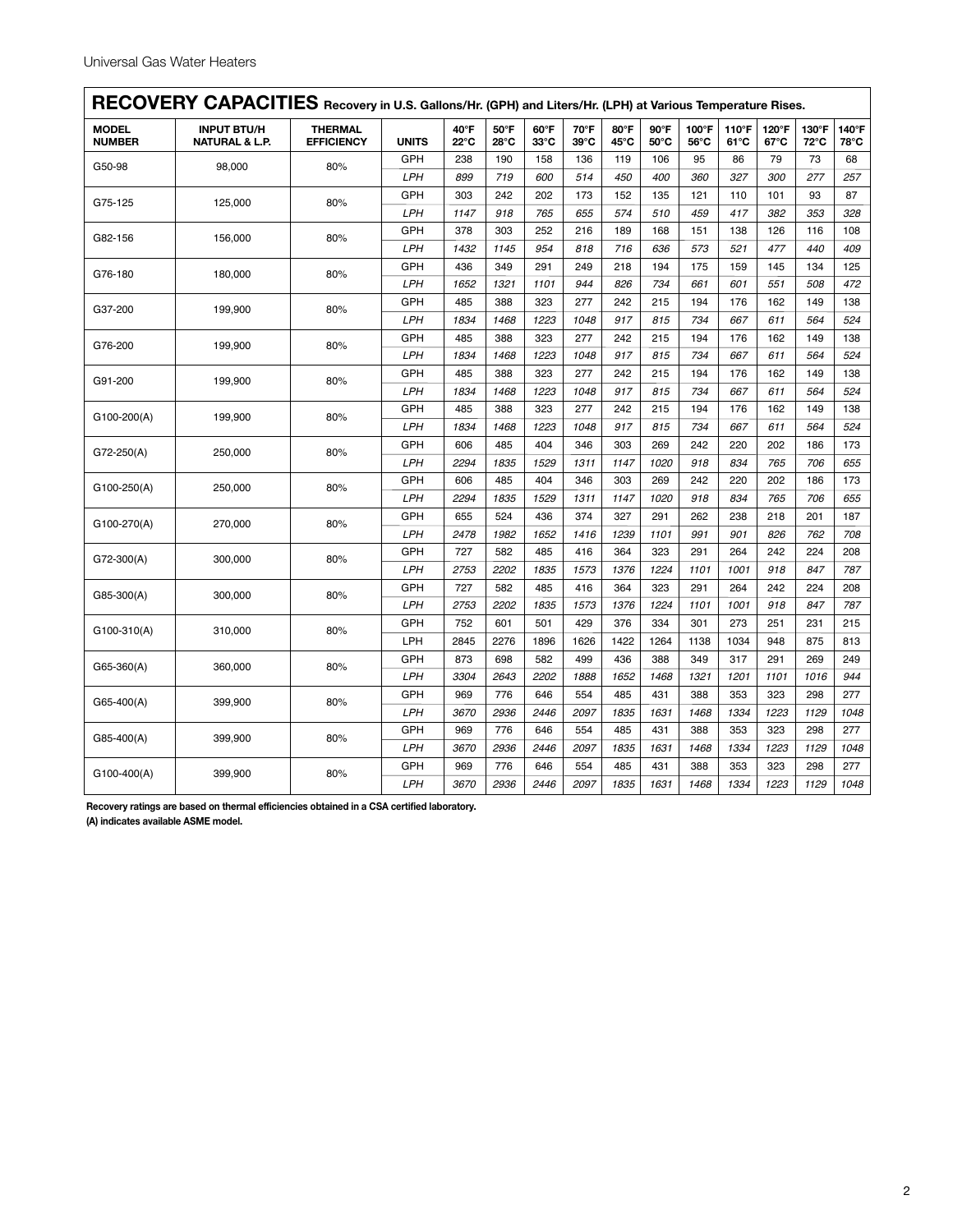Universal Gas Water Heaters

## RECOVERY CAPACITIES Recovery in U.S. Gallons/Hr. (GPH) and Liters/Hr. (LPH) at Various Temperature Rises.

| MODEL NUMBER | INPUT BTU/H NATURAL & L.P. | THERMAL EFFICIENCY | UNITS | 40°F 22°C | 50°F 28°C | 60°F 33°C | 70°F 39°C | 80°F 45°C | 90°F 50°C | 100°F 56°C | 110°F 61°C | 120°F 67°C | 130°F 72°C | 140°F 78°C |
|---|---|---|---|---|---|---|---|---|---|---|---|---|---|---|
| G50-98 | 98,000 | 80% | GPH | 238 | 190 | 158 | 136 | 119 | 106 | 95 | 86 | 79 | 73 | 68 |
| | | | *LPH* | *899* | *719* | *600* | *514* | *450* | *400* | *360* | *327* | *300* | *277* | *257* |
| G75-125 | 125,000 | 80% | GPH | 303 | 242 | 202 | 173 | 152 | 135 | 121 | 110 | 101 | 93 | 87 |
| | | | *LPH* | *1147* | *918* | *765* | *655* | *574* | *510* | *459* | *417* | *382* | *353* | *328* |
| G82-156 | 156,000 | 80% | GPH | 378 | 303 | 252 | 216 | 189 | 168 | 151 | 138 | 126 | 116 | 108 |
| | | | *LPH* | *1432* | *1145* | *954* | *818* | *716* | *636* | *573* | *521* | *477* | *440* | *409* |
| G76-180 | 180,000 | 80% | GPH | 436 | 349 | 291 | 249 | 218 | 194 | 175 | 159 | 145 | 134 | 125 |
| | | | *LPH* | *1652* | *1321* | *1101* | *944* | *826* | *734* | *661* | *601* | *551* | *508* | *472* |
| G37-200 | 199,900 | 80% | GPH | 485 | 388 | 323 | 277 | 242 | 215 | 194 | 176 | 162 | 149 | 138 |
| | | | *LPH* | *1834* | *1468* | *1223* | *1048* | *917* | *815* | *734* | *667* | *611* | *564* | *524* |
| G76-200 | 199,900 | 80% | GPH | 485 | 388 | 323 | 277 | 242 | 215 | 194 | 176 | 162 | 149 | 138 |
| | | | *LPH* | *1834* | *1468* | *1223* | *1048* | *917* | *815* | *734* | *667* | *611* | *564* | *524* |
| G91-200 | 199,900 | 80% | GPH | 485 | 388 | 323 | 277 | 242 | 215 | 194 | 176 | 162 | 149 | 138 |
| | | | *LPH* | *1834* | *1468* | *1223* | *1048* | *917* | *815* | *734* | *667* | *611* | *564* | *524* |
| G100-200(A) | 199,900 | 80% | GPH | 485 | 388 | 323 | 277 | 242 | 215 | 194 | 176 | 162 | 149 | 138 |
| | | | *LPH* | *1834* | *1468* | *1223* | *1048* | *917* | *815* | *734* | *667* | *611* | *564* | *524* |
| G72-250(A) | 250,000 | 80% | GPH | 606 | 485 | 404 | 346 | 303 | 269 | 242 | 220 | 202 | 186 | 173 |
| | | | *LPH* | *2294* | *1835* | *1529* | *1311* | *1147* | *1020* | *918* | *834* | *765* | *706* | *655* |
| G100-250(A) | 250,000 | 80% | GPH | 606 | 485 | 404 | 346 | 303 | 269 | 242 | 220 | 202 | 186 | 173 |
| | | | *LPH* | *2294* | *1835* | *1529* | *1311* | *1147* | *1020* | *918* | *834* | *765* | *706* | *655* |
| G100-270(A) | 270,000 | 80% | GPH | 655 | 524 | 436 | 374 | 327 | 291 | 262 | 238 | 218 | 201 | 187 |
| | | | *LPH* | *2478* | *1982* | *1652* | *1416* | *1239* | *1101* | *991* | *901* | *826* | *762* | *708* |
| G72-300(A) | 300,000 | 80% | GPH | 727 | 582 | 485 | 416 | 364 | 323 | 291 | 264 | 242 | 224 | 208 |
| | | | *LPH* | *2753* | *2202* | *1835* | *1573* | *1376* | *1224* | *1101* | *1001* | *918* | *847* | *787* |
| G85-300(A) | 300,000 | 80% | GPH | 727 | 582 | 485 | 416 | 364 | 323 | 291 | 264 | 242 | 224 | 208 |
| | | | *LPH* | *2753* | *2202* | *1835* | *1573* | *1376* | *1224* | *1101* | *1001* | *918* | *847* | *787* |
| G100-310(A) | 310,000 | 80% | GPH | 752 | 601 | 501 | 429 | 376 | 334 | 301 | 273 | 251 | 231 | 215 |
| | | | LPH | 2845 | 2276 | 1896 | 1626 | 1422 | 1264 | 1138 | 1034 | 948 | 875 | 813 |
| G65-360(A) | 360,000 | 80% | GPH | 873 | 698 | 582 | 499 | 436 | 388 | 349 | 317 | 291 | 269 | 249 |
| | | | *LPH* | *3304* | *2643* | *2202* | *1888* | *1652* | *1468* | *1321* | *1201* | *1101* | *1016* | *944* |
| G65-400(A) | 399,900 | 80% | GPH | 969 | 776 | 646 | 554 | 485 | 431 | 388 | 353 | 323 | 298 | 277 |
| | | | *LPH* | *3670* | *2936* | *2446* | *2097* | *1835* | *1631* | *1468* | *1334* | *1223* | *1129* | *1048* |
| G85-400(A) | 399,900 | 80% | GPH | 969 | 776 | 646 | 554 | 485 | 431 | 388 | 353 | 323 | 298 | 277 |
| | | | *LPH* | *3670* | *2936* | *2446* | *2097* | *1835* | *1631* | *1468* | *1334* | *1223* | *1129* | *1048* |
| G100-400(A) | 399,900 | 80% | GPH | 969 | 776 | 646 | 554 | 485 | 431 | 388 | 353 | 323 | 298 | 277 |
| | | | *LPH* | *3670* | *2936* | *2446* | *2097* | *1835* | *1631* | *1468* | *1334* | *1223* | *1129* | *1048* |

**Recovery ratings are based on thermal efficiencies obtained in a CSA certified laboratory.**

**(A) indicates available ASME model.**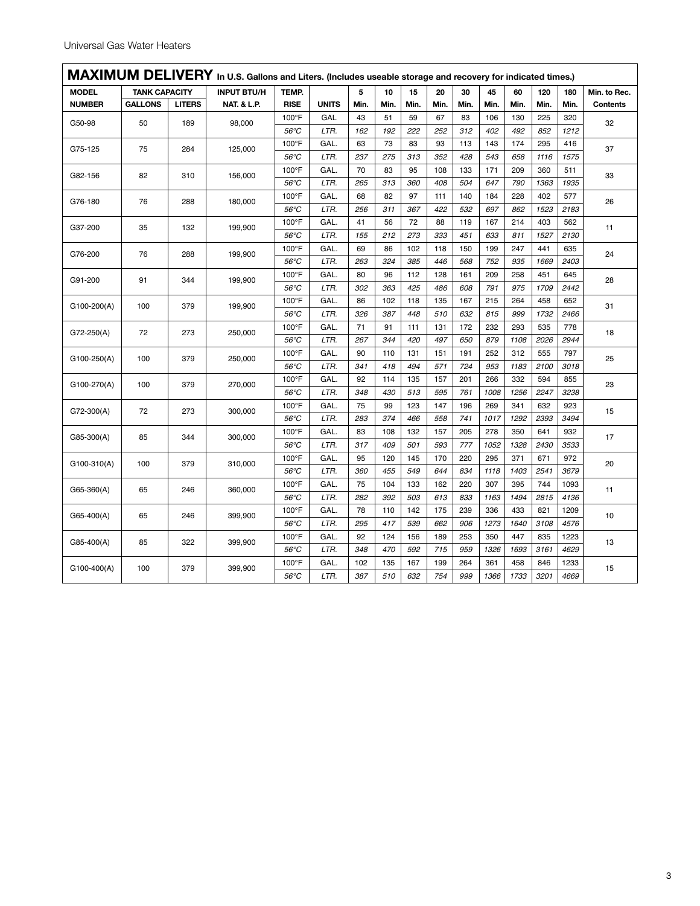## MAXIMUM DELIVERY In U.S. Gallons and Liters. (Includes useable storage and recovery for indicated times.)

| MODEL | TANK CAPACITY | | INPUT BTU/H | TEMP. | | 5 | 10 | 15 | 20 | 30 | 45 | 60 | 120 | 180 | Min. to Rec. |
|---|---|---|---|---|---|---|---|---|---|---|---|---|---|---|---|
| NUMBER | GALLONS | LITERS | NAT. & L.P. | RISE | UNITS | Min. | Min. | Min. | Min. | Min. | Min. | Min. | Min. | Min. | Contents |
| G50-98 | 50 | 189 | 98,000 | 100°F | GAL | 43 | 51 | 59 | 67 | 83 | 106 | 130 | 225 | 320 | 32 |
| | | | | *56°C* | *LTR.* | *162* | *192* | *222* | *252* | *312* | *402* | *492* | *852* | *1212* | |
| G75-125 | 75 | 284 | 125,000 | 100°F | GAL. | 63 | 73 | 83 | 93 | 113 | 143 | 174 | 295 | 416 | 37 |
| | | | | *56°C* | *LTR.* | *237* | *275* | *313* | *352* | *428* | *543* | *658* | *1116* | *1575* | |
| G82-156 | 82 | 310 | 156,000 | 100°F | GAL. | 70 | 83 | 95 | 108 | 133 | 171 | 209 | 360 | 511 | 33 |
| | | | | *56°C* | *LTR.* | *265* | *313* | *360* | *408* | *504* | *647* | *790* | *1363* | *1935* | |
| G76-180 | 76 | 288 | 180,000 | 100°F | GAL. | 68 | 82 | 97 | 111 | 140 | 184 | 228 | 402 | 577 | 26 |
| | | | | *56°C* | *LTR.* | *256* | *311* | *367* | *422* | *532* | *697* | *862* | *1523* | *2183* | |
| G37-200 | 35 | 132 | 199,900 | 100°F | GAL. | 41 | 56 | 72 | 88 | 119 | 167 | 214 | 403 | 562 | 11 |
| | | | | *56°C* | *LTR.* | *155* | *212* | *273* | *333* | *451* | *633* | *811* | *1527* | *2130* | |
| G76-200 | 76 | 288 | 199,900 | 100°F | GAL. | 69 | 86 | 102 | 118 | 150 | 199 | 247 | 441 | 635 | 24 |
| | | | | *56°C* | *LTR.* | *263* | *324* | *385* | *446* | *568* | *752* | *935* | *1669* | *2403* | |
| G91-200 | 91 | 344 | 199,900 | 100°F | GAL. | 80 | 96 | 112 | 128 | 161 | 209 | 258 | 451 | 645 | 28 |
| | | | | *56°C* | *LTR.* | *302* | *363* | *425* | *486* | *608* | *791* | *975* | *1709* | *2442* | |
| G100-200(A) | 100 | 379 | 199,900 | 100°F | GAL. | 86 | 102 | 118 | 135 | 167 | 215 | 264 | 458 | 652 | 31 |
| | | | | *56°C* | *LTR.* | *326* | *387* | *448* | *510* | *632* | *815* | *999* | *1732* | *2466* | |
| G72-250(A) | 72 | 273 | 250,000 | 100°F | GAL. | 71 | 91 | 111 | 131 | 172 | 232 | 293 | 535 | 778 | 18 |
| | | | | *56°C* | *LTR.* | *267* | *344* | *420* | *497* | *650* | *879* | *1108* | *2026* | *2944* | |
| G100-250(A) | 100 | 379 | 250,000 | 100°F | GAL. | 90 | 110 | 131 | 151 | 191 | 252 | 312 | 555 | 797 | 25 |
| | | | | *56°C* | *LTR.* | *341* | *418* | *494* | *571* | *724* | *953* | *1183* | *2100* | *3018* | |
| G100-270(A) | 100 | 379 | 270,000 | 100°F | GAL. | 92 | 114 | 135 | 157 | 201 | 266 | 332 | 594 | 855 | 23 |
| | | | | *56°C* | *LTR.* | *348* | *430* | *513* | *595* | *761* | *1008* | *1256* | *2247* | *3238* | |
| G72-300(A) | 72 | 273 | 300,000 | 100°F | GAL. | 75 | 99 | 123 | 147 | 196 | 269 | 341 | 632 | 923 | 15 |
| | | | | *56°C* | *LTR.* | *283* | *374* | *466* | *558* | *741* | *1017* | *1292* | *2393* | *3494* | |
| G85-300(A) | 85 | 344 | 300,000 | 100°F | GAL. | 83 | 108 | 132 | 157 | 205 | 278 | 350 | 641 | 932 | 17 |
| | | | | *56°C* | *LTR.* | *317* | *409* | *501* | *593* | *777* | *1052* | *1328* | *2430* | *3533* | |
| G100-310(A) | 100 | 379 | 310,000 | 100°F | GAL. | 95 | 120 | 145 | 170 | 220 | 295 | 371 | 671 | 972 | 20 |
| | | | | *56°C* | *LTR.* | *360* | *455* | *549* | *644* | *834* | *1118* | *1403* | *2541* | *3679* | |
| G65-360(A) | 65 | 246 | 360,000 | 100°F | GAL. | 75 | 104 | 133 | 162 | 220 | 307 | 395 | 744 | 1093 | 11 |
| | | | | *56°C* | *LTR.* | *282* | *392* | *503* | *613* | *833* | *1163* | *1494* | *2815* | *4136* | |
| G65-400(A) | 65 | 246 | 399,900 | 100°F | GAL. | 78 | 110 | 142 | 175 | 239 | 336 | 433 | 821 | 1209 | 10 |
| | | | | *56°C* | *LTR.* | *295* | *417* | *539* | *662* | *906* | *1273* | *1640* | *3108* | *4576* | |
| G85-400(A) | 85 | 322 | 399,900 | 100°F | GAL. | 92 | 124 | 156 | 189 | 253 | 350 | 447 | 835 | 1223 | 13 |
| | | | | *56°C* | *LTR.* | *348* | *470* | *592* | *715* | *959* | *1326* | *1693* | *3161* | *4629* | |
| G100-400(A) | 100 | 379 | 399,900 | 100°F | GAL. | 102 | 135 | 167 | 199 | 264 | 361 | 458 | 846 | 1233 | 15 |
| | | | | *56°C* | *LTR.* | *387* | *510* | *632* | *754* | *999* | *1366* | *1733* | *3201* | *4669* | |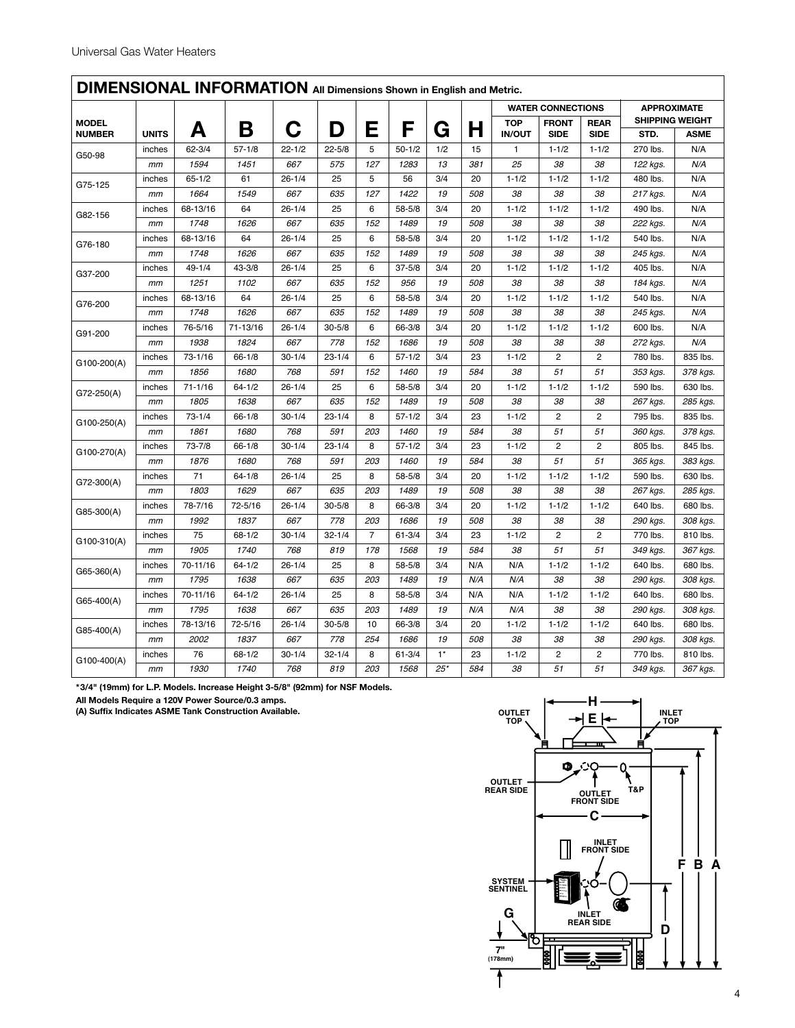## DIMENSIONAL INFORMATION All Dimensions Shown in English and Metric.

| MODEL NUMBER | UNITS | A | B | C | D | E | F | G | H | WATER CONNECTIONS | | | APPROXIMATE SHIPPING WEIGHT | |
|---|---|---|---|---|---|---|---|---|---|---|---|---|---|---|
| | | | | | | | | | | TOP IN/OUT | FRONT SIDE | REAR SIDE | STD. | ASME |
| G50-98 | inches | 62-3/4 | 57-1/8 | 22-1/2 | 22-5/8 | 5 | 50-1/2 | 1/2 | 15 | 1 | 1-1/2 | 1-1/2 | 270 lbs. | N/A |
| | mm | 1594 | 1451 | 667 | 575 | 127 | 1283 | 13 | 381 | 25 | 38 | 38 | 122 kgs. | N/A |
| G75-125 | inches | 65-1/2 | 61 | 26-1/4 | 25 | 5 | 56 | 3/4 | 20 | 1-1/2 | 1-1/2 | 1-1/2 | 480 lbs. | N/A |
| | mm | 1664 | 1549 | 667 | 635 | 127 | 1422 | 19 | 508 | 38 | 38 | 38 | 217 kgs. | N/A |
| G82-156 | inches | 68-13/16 | 64 | 26-1/4 | 25 | 6 | 58-5/8 | 3/4 | 20 | 1-1/2 | 1-1/2 | 1-1/2 | 490 lbs. | N/A |
| | mm | 1748 | 1626 | 667 | 635 | 152 | 1489 | 19 | 508 | 38 | 38 | 38 | 222 kgs. | N/A |
| G76-180 | inches | 68-13/16 | 64 | 26-1/4 | 25 | 6 | 58-5/8 | 3/4 | 20 | 1-1/2 | 1-1/2 | 1-1/2 | 540 lbs. | N/A |
| | mm | 1748 | 1626 | 667 | 635 | 152 | 1489 | 19 | 508 | 38 | 38 | 38 | 245 kgs. | N/A |
| G37-200 | inches | 49-1/4 | 43-3/8 | 26-1/4 | 25 | 6 | 37-5/8 | 3/4 | 20 | 1-1/2 | 1-1/2 | 1-1/2 | 405 lbs. | N/A |
| | mm | 1251 | 1102 | 667 | 635 | 152 | 956 | 19 | 508 | 38 | 38 | 38 | 184 kgs. | N/A |
| G76-200 | inches | 68-13/16 | 64 | 26-1/4 | 25 | 6 | 58-5/8 | 3/4 | 20 | 1-1/2 | 1-1/2 | 1-1/2 | 540 lbs. | N/A |
| | mm | 1748 | 1626 | 667 | 635 | 152 | 1489 | 19 | 508 | 38 | 38 | 38 | 245 kgs. | N/A |
| G91-200 | inches | 76-5/16 | 71-13/16 | 26-1/4 | 30-5/8 | 6 | 66-3/8 | 3/4 | 20 | 1-1/2 | 1-1/2 | 1-1/2 | 600 lbs. | N/A |
| | mm | 1938 | 1824 | 667 | 778 | 152 | 1686 | 19 | 508 | 38 | 38 | 38 | 272 kgs. | N/A |
| G100-200(A) | inches | 73-1/16 | 66-1/8 | 30-1/4 | 23-1/4 | 6 | 57-1/2 | 3/4 | 23 | 1-1/2 | 2 | 2 | 780 lbs. | 835 lbs. |
| | mm | 1856 | 1680 | 768 | 591 | 152 | 1460 | 19 | 584 | 38 | 51 | 51 | 353 kgs. | 378 kgs. |
| G72-250(A) | inches | 71-1/16 | 64-1/2 | 26-1/4 | 25 | 6 | 58-5/8 | 3/4 | 20 | 1-1/2 | 1-1/2 | 1-1/2 | 590 lbs. | 630 lbs. |
| | mm | 1805 | 1638 | 667 | 635 | 152 | 1489 | 19 | 508 | 38 | 38 | 38 | 267 kgs. | 285 kgs. |
| G100-250(A) | inches | 73-1/4 | 66-1/8 | 30-1/4 | 23-1/4 | 8 | 57-1/2 | 3/4 | 23 | 1-1/2 | 2 | 2 | 795 lbs. | 835 lbs. |
| | mm | 1861 | 1680 | 768 | 591 | 203 | 1460 | 19 | 584 | 38 | 51 | 51 | 360 kgs. | 378 kgs. |
| G100-270(A) | inches | 73-7/8 | 66-1/8 | 30-1/4 | 23-1/4 | 8 | 57-1/2 | 3/4 | 23 | 1-1/2 | 2 | 2 | 805 lbs. | 845 lbs. |
| | mm | 1876 | 1680 | 768 | 591 | 203 | 1460 | 19 | 584 | 38 | 51 | 51 | 365 kgs. | 383 kgs. |
| G72-300(A) | inches | 71 | 64-1/8 | 26-1/4 | 25 | 8 | 58-5/8 | 3/4 | 20 | 1-1/2 | 1-1/2 | 1-1/2 | 590 lbs. | 630 lbs. |
| | mm | 1803 | 1629 | 667 | 635 | 203 | 1489 | 19 | 508 | 38 | 38 | 38 | 267 kgs. | 285 kgs. |
| G85-300(A) | inches | 78-7/16 | 72-5/16 | 26-1/4 | 30-5/8 | 8 | 66-3/8 | 3/4 | 20 | 1-1/2 | 1-1/2 | 1-1/2 | 640 lbs. | 680 lbs. |
| | mm | 1992 | 1837 | 667 | 778 | 203 | 1686 | 19 | 508 | 38 | 38 | 38 | 290 kgs. | 308 kgs. |
| G100-310(A) | inches | 75 | 68-1/2 | 30-1/4 | 32-1/4 | 7 | 61-3/4 | 3/4 | 23 | 1-1/2 | 2 | 2 | 770 lbs. | 810 lbs. |
| | mm | 1905 | 1740 | 768 | 819 | 178 | 1568 | 19 | 584 | 38 | 51 | 51 | 349 kgs. | 367 kgs. |
| G65-360(A) | inches | 70-11/16 | 64-1/2 | 26-1/4 | 25 | 8 | 58-5/8 | 3/4 | N/A | N/A | 1-1/2 | 1-1/2 | 640 lbs. | 680 lbs. |
| | mm | 1795 | 1638 | 667 | 635 | 203 | 1489 | 19 | N/A | N/A | 38 | 38 | 290 kgs. | 308 kgs. |
| G65-400(A) | inches | 70-11/16 | 64-1/2 | 26-1/4 | 25 | 8 | 58-5/8 | 3/4 | N/A | N/A | 1-1/2 | 1-1/2 | 640 lbs. | 680 lbs. |
| | mm | 1795 | 1638 | 667 | 635 | 203 | 1489 | 19 | N/A | N/A | 38 | 38 | 290 kgs. | 308 kgs. |
| G85-400(A) | inches | 78-13/16 | 72-5/16 | 26-1/4 | 30-5/8 | 10 | 66-3/8 | 3/4 | 20 | 1-1/2 | 1-1/2 | 1-1/2 | 640 lbs. | 680 lbs. |
| | mm | 2002 | 1837 | 667 | 778 | 254 | 1686 | 19 | 508 | 38 | 38 | 38 | 290 kgs. | 308 kgs. |
| G100-400(A) | inches | 76 | 68-1/2 | 30-1/4 | 32-1/4 | 8 | 61-3/4 | 1* | 23 | 1-1/2 | 2 | 2 | 770 lbs. | 810 lbs. |
| | mm | 1930 | 1740 | 768 | 819 | 203 | 1568 | 25* | 584 | 38 | 51 | 51 | 349 kgs. | 367 kgs. |

**\*3/4" (19mm) for L.P. Models. Increase Height 3-5/8" (92mm) for NSF Models.**

**All Models Require a 120V Power Source/0.3 amps.**

**(A) Suffix Indicates ASME Tank Construction Available.**

H
E
OUTLET TOP
INLET TOP
OUTLET REAR SIDE
OUTLET FRONT SIDE
T&P
C
INLET FRONT SIDE
F B A
SYSTEM SENTINEL
G
INLET REAR SIDE
D
7" (178mm)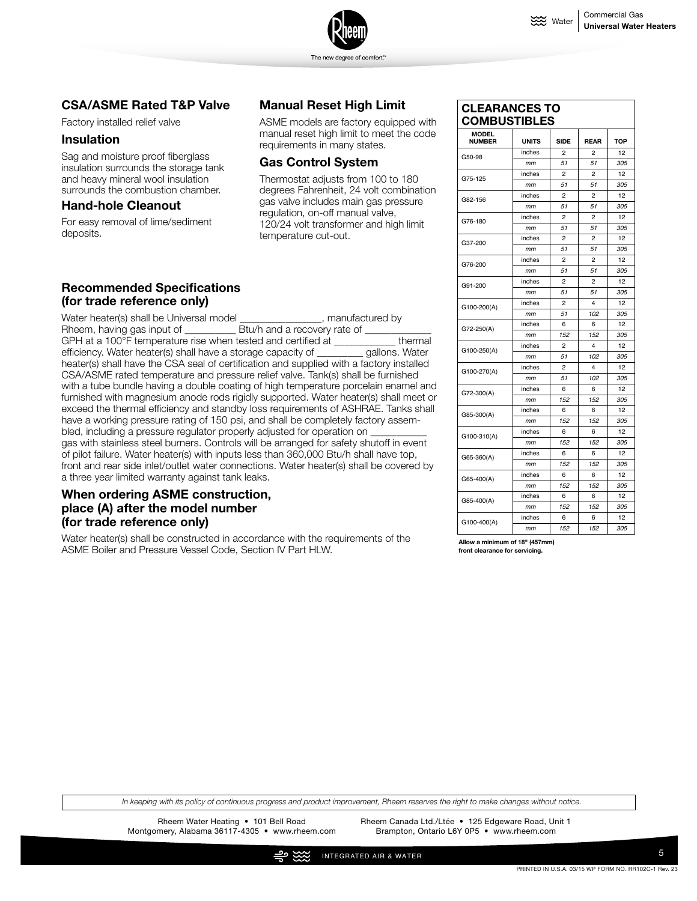## CSA/ASME Rated T&P Valve

Factory installed relief valve

## Insulation

Sag and moisture proof fiberglass insulation surrounds the storage tank and heavy mineral wool insulation surrounds the combustion chamber.

## Hand-hole Cleanout

For easy removal of lime/sediment deposits.

## Manual Reset High Limit

ASME models are factory equipped with manual reset high limit to meet the code requirements in many states.

## Gas Control System

Thermostat adjusts from 100 to 180 degrees Fahrenheit, 24 volt combination gas valve includes main gas pressure regulation, on-off manual valve, 120/24 volt transformer and high limit temperature cut-out.

## Recommended Specifications (for trade reference only)

Water heater(s) shall be Universal model _______________, manufactured by Rheem, having gas input of _________ Btu/h and a recovery rate of ____________ GPH at a 100°F temperature rise when tested and certified at ___________ thermal efficiency. Water heater(s) shall have a storage capacity of ________ gallons. Water heater(s) shall have the CSA seal of certification and supplied with a factory installed CSA/ASME rated temperature and pressure relief valve. Tank(s) shall be furnished with a tube bundle having a double coating of high temperature porcelain enamel and furnished with magnesium anode rods rigidly supported. Water heater(s) shall meet or exceed the thermal efficiency and standby loss requirements of ASHRAE. Tanks shall have a working pressure rating of 150 psi, and shall be completely factory assembled, including a pressure regulator properly adjusted for operation on __________ gas with stainless steel burners. Controls will be arranged for safety shutoff in event of pilot failure. Water heater(s) with inputs less than 360,000 Btu/h shall have top, front and rear side inlet/outlet water connections. Water heater(s) shall be covered by a three year limited warranty against tank leaks.

## When ordering ASME construction, place (A) after the model number (for trade reference only)

Water heater(s) shall be constructed in accordance with the requirements of the ASME Boiler and Pressure Vessel Code, Section IV Part HLW.

## CLEARANCES TO COMBUSTIBLES

| MODEL NUMBER | UNITS | SIDE | REAR | TOP |
|---|---|---|---|---|
| G50-98 | inches | 2 | 2 | 12 |
| | *mm* | *51* | *51* | *305* |
| G75-125 | inches | 2 | 2 | 12 |
| | *mm* | *51* | *51* | *305* |
| G82-156 | inches | 2 | 2 | 12 |
| | *mm* | *51* | *51* | *305* |
| G76-180 | inches | 2 | 2 | 12 |
| | *mm* | *51* | *51* | *305* |
| G37-200 | inches | 2 | 2 | 12 |
| | *mm* | *51* | *51* | *305* |
| G76-200 | inches | 2 | 2 | 12 |
| | *mm* | *51* | *51* | *305* |
| G91-200 | inches | 2 | 2 | 12 |
| | *mm* | *51* | *51* | *305* |
| G100-200(A) | inches | 2 | 4 | 12 |
| | *mm* | *51* | *102* | *305* |
| G72-250(A) | inches | 6 | 6 | 12 |
| | *mm* | *152* | *152* | *305* |
| G100-250(A) | inches | 2 | 4 | 12 |
| | *mm* | *51* | *102* | *305* |
| G100-270(A) | inches | 2 | 4 | 12 |
| | *mm* | *51* | *102* | *305* |
| G72-300(A) | inches | 6 | 6 | 12 |
| | *mm* | *152* | *152* | *305* |
| G85-300(A) | inches | 6 | 6 | 12 |
| | *mm* | *152* | *152* | *305* |
| G100-310(A) | inches | 6 | 6 | 12 |
| | *mm* | *152* | *152* | *305* |
| G65-360(A) | inches | 6 | 6 | 12 |
| | *mm* | *152* | *152* | *305* |
| G65-400(A) | inches | 6 | 6 | 12 |
| | *mm* | *152* | *152* | *305* |
| G85-400(A) | inches | 6 | 6 | 12 |
| | *mm* | *152* | *152* | *305* |
| G100-400(A) | inches | 6 | 6 | 12 |
| | *mm* | *152* | *152* | *305* |

**Allow a minimum of 18" (457mm) front clearance for servicing.**

*In keeping with its policy of continuous progress and product improvement, Rheem reserves the right to make changes without notice.*

Rheem Water Heating • 101 Bell Road
Montgomery, Alabama 36117-4305 • www.rheem.com

Rheem Canada Ltd./Ltée • 125 Edgeware Road, Unit 1
Brampton, Ontario L6Y 0P5 • www.rheem.com

PRINTED IN U.S.A. 03/15 WP FORM NO. RR102C-1 Rev. 23